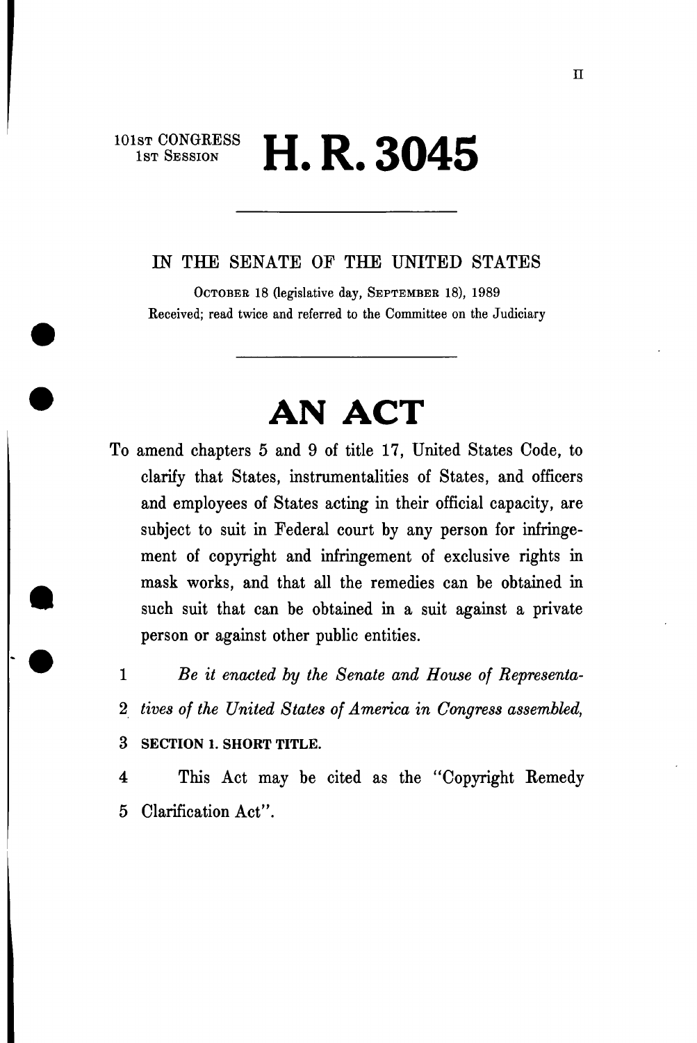101st CONGRESS
1st Session

# H. R. 3045

IN THE SENATE OF THE UNITED STATES

October 18 (legislative day, September 18), 1989

Received; read twice and referred to the Committee on the Judiciary

# AN ACT

To amend chapters 5 and 9 of title 17, United States Code, to clarify that States, instrumentalities of States, and officers and employees of States acting in their official capacity, are subject to suit in Federal court by any person for infringement of copyright and infringement of exclusive rights in mask works, and that all the remedies can be obtained in such suit that can be obtained in a suit against a private person or against other public entities.

1 *Be it enacted by the Senate and House of Representa-*
2 *tives of the United States of America in Congress assembled,*
3 **SECTION 1. SHORT TITLE.**
4 This Act may be cited as the "Copyright Remedy
5 Clarification Act".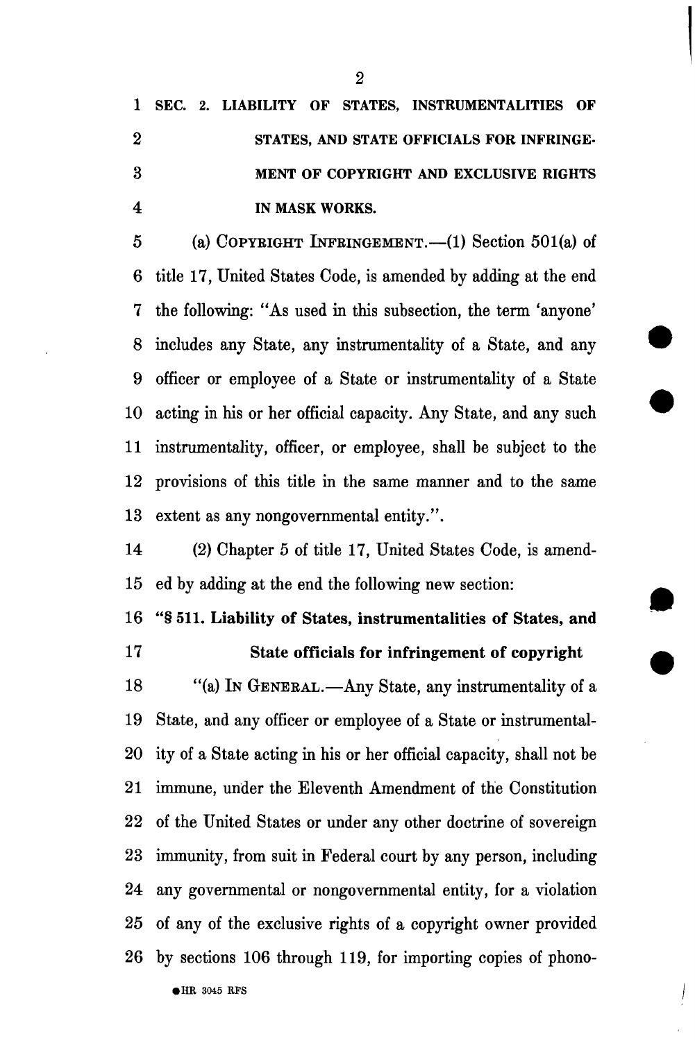**SEC. 2. LIABILITY OF STATES, INSTRUMENTALITIES OF STATES, AND STATE OFFICIALS FOR INFRINGEMENT OF COPYRIGHT AND EXCLUSIVE RIGHTS IN MASK WORKS.**

(a) COPYRIGHT INFRINGEMENT.—(1) Section 501(a) of title 17, United States Code, is amended by adding at the end the following: "As used in this subsection, the term 'anyone' includes any State, any instrumentality of a State, and any officer or employee of a State or instrumentality of a State acting in his or her official capacity. Any State, and any such instrumentality, officer, or employee, shall be subject to the provisions of this title in the same manner and to the same extent as any nongovernmental entity.".

(2) Chapter 5 of title 17, United States Code, is amended by adding at the end the following new section:

**"§ 511. Liability of States, instrumentalities of States, and State officials for infringement of copyright**

"(a) IN GENERAL.—Any State, any instrumentality of a State, and any officer or employee of a State or instrumentality of a State acting in his or her official capacity, shall not be immune, under the Eleventh Amendment of the Constitution of the United States or under any other doctrine of sovereign immunity, from suit in Federal court by any person, including any governmental or nongovernmental entity, for a violation of any of the exclusive rights of a copyright owner provided by sections 106 through 119, for importing copies of phono-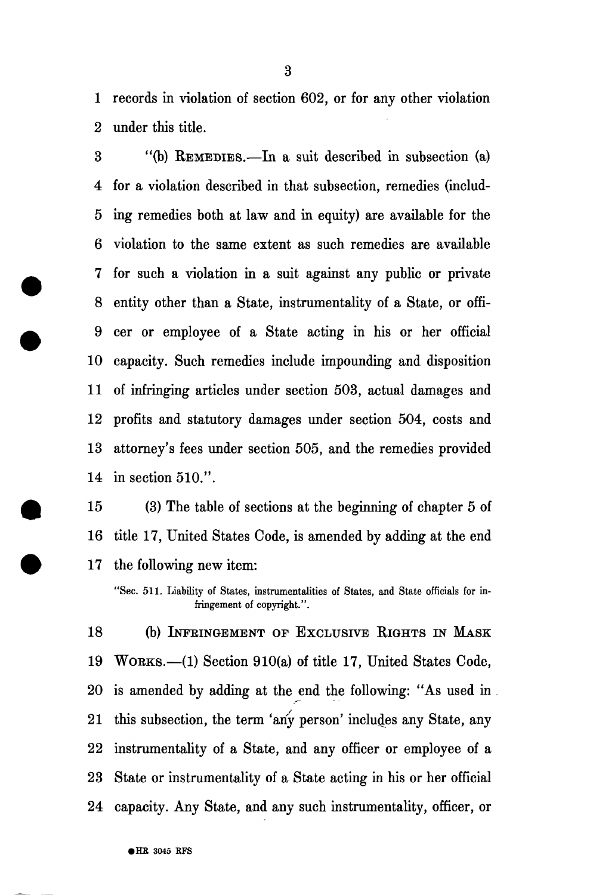records in violation of section 602, or for any other violation under this title.

"(b) REMEDIES.—In a suit described in subsection (a) for a violation described in that subsection, remedies (including remedies both at law and in equity) are available for the violation to the same extent as such remedies are available for such a violation in a suit against any public or private entity other than a State, instrumentality of a State, or officer or employee of a State acting in his or her official capacity. Such remedies include impounding and disposition of infringing articles under section 503, actual damages and profits and statutory damages under section 504, costs and attorney's fees under section 505, and the remedies provided in section 510.".

(3) The table of sections at the beginning of chapter 5 of title 17, United States Code, is amended by adding at the end the following new item:

"Sec. 511. Liability of States, instrumentalities of States, and State officials for infringement of copyright.".

(b) INFRINGEMENT OF EXCLUSIVE RIGHTS IN MASK WORKS.—(1) Section 910(a) of title 17, United States Code, is amended by adding at the end the following: "As used in this subsection, the term 'any person' includes any State, any instrumentality of a State, and any officer or employee of a State or instrumentality of a State acting in his or her official capacity. Any State, and any such instrumentality, officer, or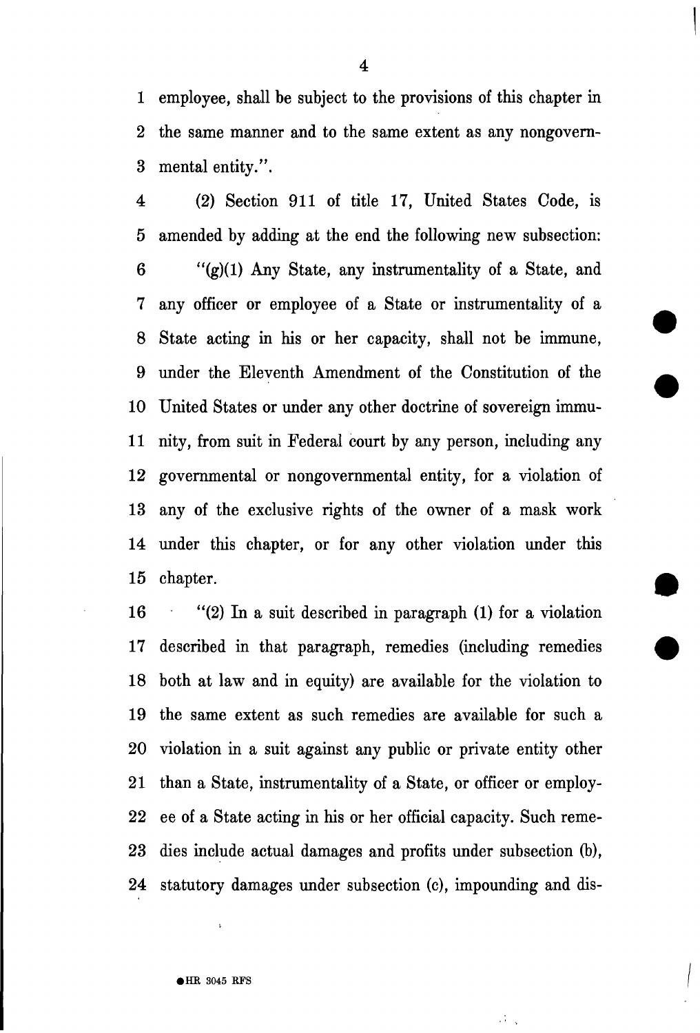employee, shall be subject to the provisions of this chapter in the same manner and to the same extent as any nongovernmental entity.".

(2) Section 911 of title 17, United States Code, is amended by adding at the end the following new subsection:

"(g)(1) Any State, any instrumentality of a State, and any officer or employee of a State or instrumentality of a State acting in his or her capacity, shall not be immune, under the Eleventh Amendment of the Constitution of the United States or under any other doctrine of sovereign immunity, from suit in Federal court by any person, including any governmental or nongovernmental entity, for a violation of any of the exclusive rights of the owner of a mask work under this chapter, or for any other violation under this chapter.

"(2) In a suit described in paragraph (1) for a violation described in that paragraph, remedies (including remedies both at law and in equity) are available for the violation to the same extent as such remedies are available for such a violation in a suit against any public or private entity other than a State, instrumentality of a State, or officer or employee of a State acting in his or her official capacity. Such remedies include actual damages and profits under subsection (b), statutory damages under subsection (c), impounding and dis-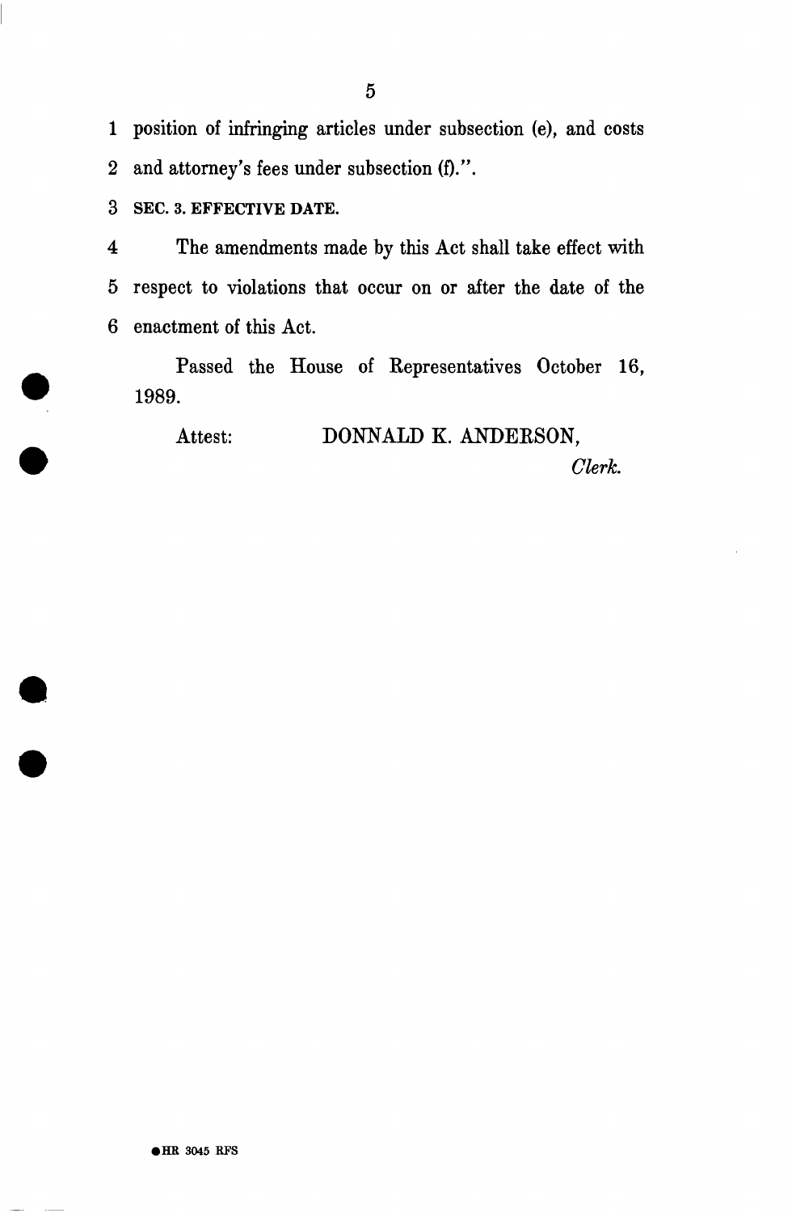position of infringing articles under subsection (e), and costs and attorney's fees under subsection (f).".

**SEC. 3. EFFECTIVE DATE.**

The amendments made by this Act shall take effect with respect to violations that occur on or after the date of the enactment of this Act.

Passed the House of Representatives October 16, 1989.

Attest: DONNALD K. ANDERSON,

*Clerk.*

HR 3045 RFS